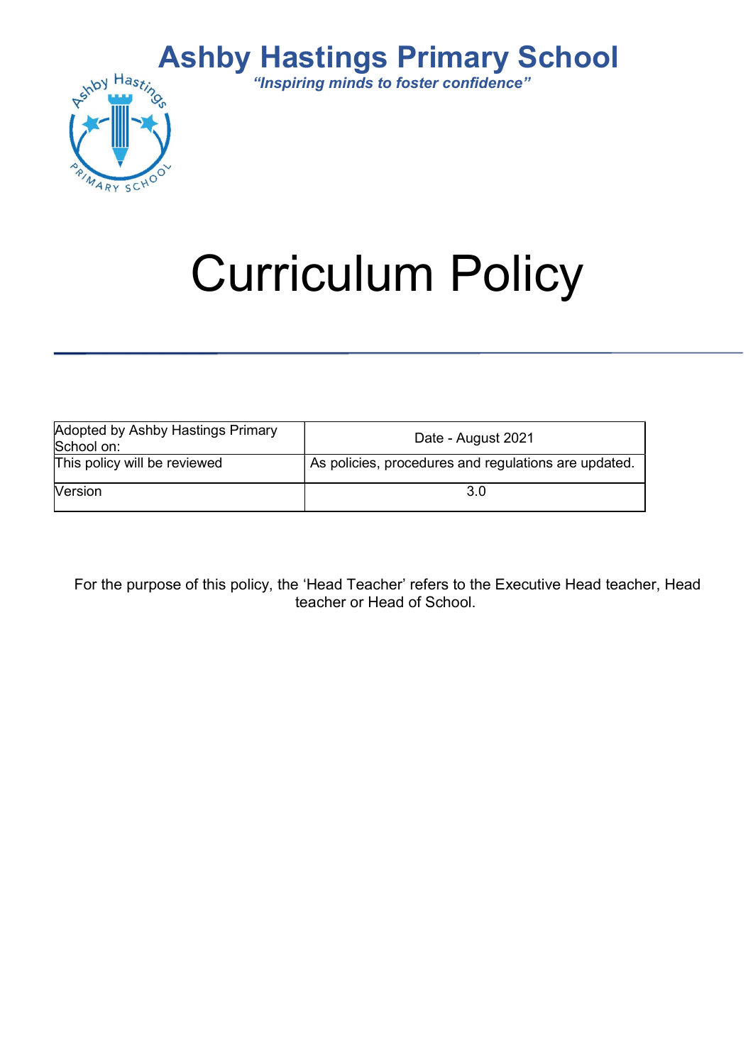# Ashby Hastings Primary School

*"Inspiring minds to foster confidence"*

# Curriculum Policy

| Adopted by Ashby Hastings Primary School on: | Date - August 2021 |
|---|---|
| This policy will be reviewed | As policies, procedures and regulations are updated. |
| Version | 3.0 |

For the purpose of this policy, the 'Head Teacher' refers to the Executive Head teacher, Head teacher or Head of School.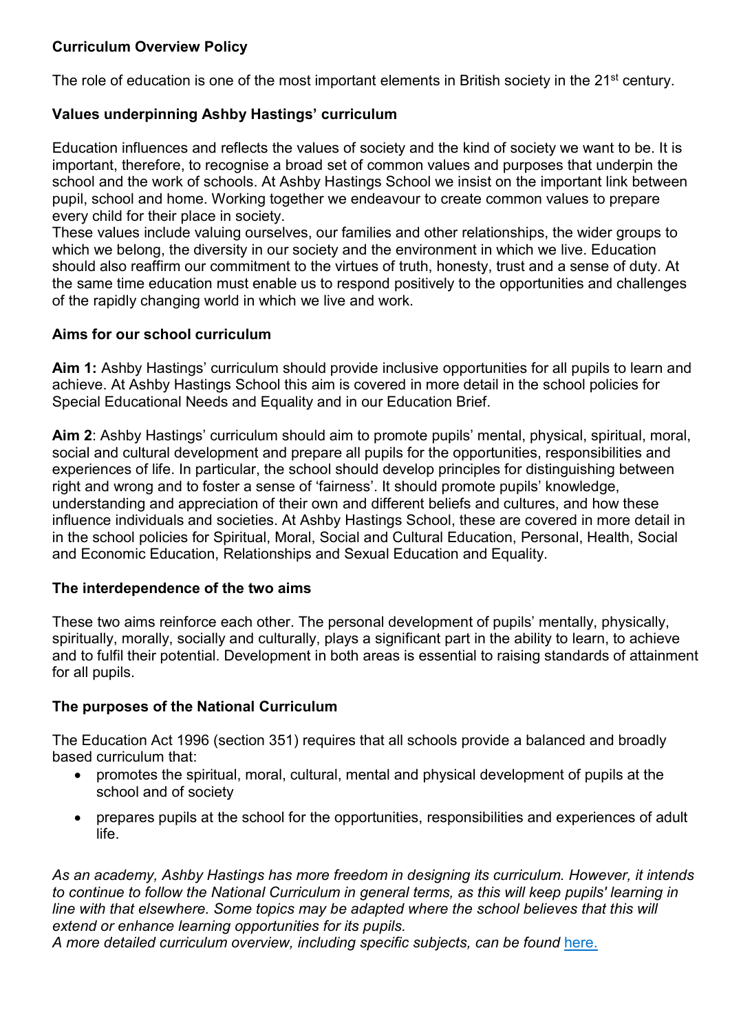**Curriculum Overview Policy**

The role of education is one of the most important elements in British society in the 21st century.

**Values underpinning Ashby Hastings' curriculum**

Education influences and reflects the values of society and the kind of society we want to be. It is important, therefore, to recognise a broad set of common values and purposes that underpin the school and the work of schools. At Ashby Hastings School we insist on the important link between pupil, school and home. Working together we endeavour to create common values to prepare every child for their place in society.
These values include valuing ourselves, our families and other relationships, the wider groups to which we belong, the diversity in our society and the environment in which we live. Education should also reaffirm our commitment to the virtues of truth, honesty, trust and a sense of duty. At the same time education must enable us to respond positively to the opportunities and challenges of the rapidly changing world in which we live and work.

**Aims for our school curriculum**

**Aim 1:** Ashby Hastings' curriculum should provide inclusive opportunities for all pupils to learn and achieve. At Ashby Hastings School this aim is covered in more detail in the school policies for Special Educational Needs and Equality and in our Education Brief.

**Aim 2**: Ashby Hastings' curriculum should aim to promote pupils' mental, physical, spiritual, moral, social and cultural development and prepare all pupils for the opportunities, responsibilities and experiences of life. In particular, the school should develop principles for distinguishing between right and wrong and to foster a sense of 'fairness'. It should promote pupils' knowledge, understanding and appreciation of their own and different beliefs and cultures, and how these influence individuals and societies. At Ashby Hastings School, these are covered in more detail in in the school policies for Spiritual, Moral, Social and Cultural Education, Personal, Health, Social and Economic Education, Relationships and Sexual Education and Equality.

**The interdependence of the two aims**

These two aims reinforce each other. The personal development of pupils' mentally, physically, spiritually, morally, socially and culturally, plays a significant part in the ability to learn, to achieve and to fulfil their potential. Development in both areas is essential to raising standards of attainment for all pupils.

**The purposes of the National Curriculum**

The Education Act 1996 (section 351) requires that all schools provide a balanced and broadly based curriculum that:

- promotes the spiritual, moral, cultural, mental and physical development of pupils at the school and of society
- prepares pupils at the school for the opportunities, responsibilities and experiences of adult life.

*As an academy, Ashby Hastings has more freedom in designing its curriculum. However, it intends to continue to follow the National Curriculum in general terms, as this will keep pupils' learning in line with that elsewhere. Some topics may be adapted where the school believes that this will extend or enhance learning opportunities for its pupils.*
*A more detailed curriculum overview, including specific subjects, can be found* here.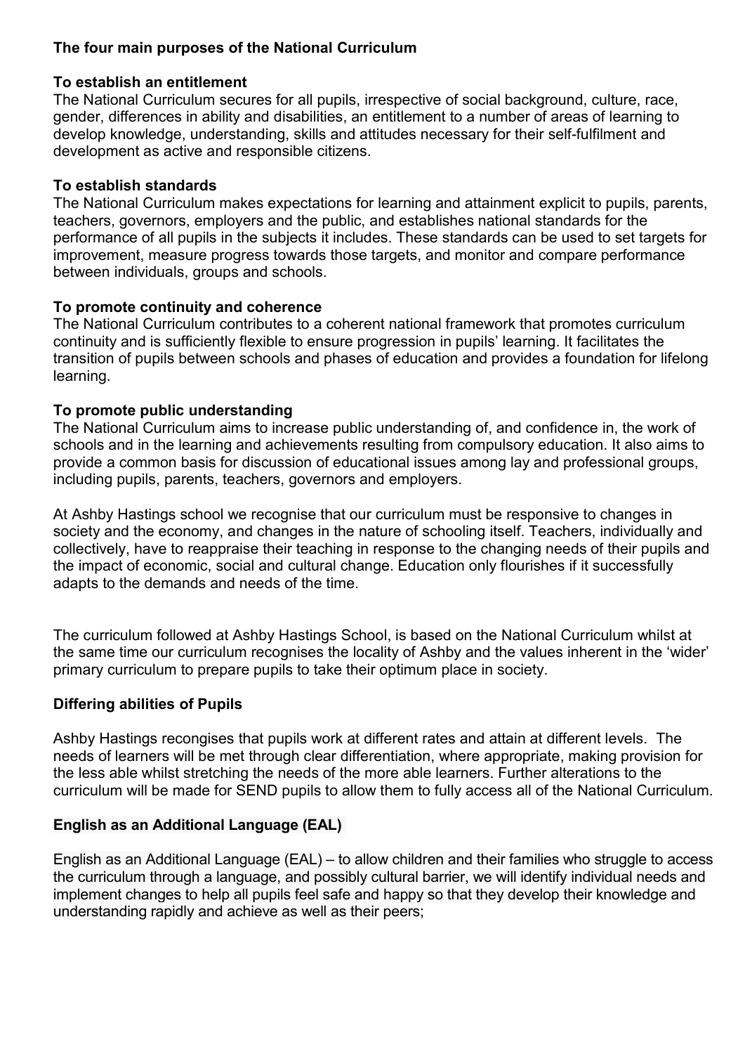**The four main purposes of the National Curriculum**

**To establish an entitlement**

The National Curriculum secures for all pupils, irrespective of social background, culture, race, gender, differences in ability and disabilities, an entitlement to a number of areas of learning to develop knowledge, understanding, skills and attitudes necessary for their self-fulfilment and development as active and responsible citizens.

**To establish standards**

The National Curriculum makes expectations for learning and attainment explicit to pupils, parents, teachers, governors, employers and the public, and establishes national standards for the performance of all pupils in the subjects it includes. These standards can be used to set targets for improvement, measure progress towards those targets, and monitor and compare performance between individuals, groups and schools.

**To promote continuity and coherence**

The National Curriculum contributes to a coherent national framework that promotes curriculum continuity and is sufficiently flexible to ensure progression in pupils' learning. It facilitates the transition of pupils between schools and phases of education and provides a foundation for lifelong learning.

**To promote public understanding**

The National Curriculum aims to increase public understanding of, and confidence in, the work of schools and in the learning and achievements resulting from compulsory education. It also aims to provide a common basis for discussion of educational issues among lay and professional groups, including pupils, parents, teachers, governors and employers.

At Ashby Hastings school we recognise that our curriculum must be responsive to changes in society and the economy, and changes in the nature of schooling itself. Teachers, individually and collectively, have to reappraise their teaching in response to the changing needs of their pupils and the impact of economic, social and cultural change. Education only flourishes if it successfully adapts to the demands and needs of the time.

The curriculum followed at Ashby Hastings School, is based on the National Curriculum whilst at the same time our curriculum recognises the locality of Ashby and the values inherent in the 'wider' primary curriculum to prepare pupils to take their optimum place in society.

**Differing abilities of Pupils**

Ashby Hastings recongises that pupils work at different rates and attain at different levels. The needs of learners will be met through clear differentiation, where appropriate, making provision for the less able whilst stretching the needs of the more able learners. Further alterations to the curriculum will be made for SEND pupils to allow them to fully access all of the National Curriculum.

**English as an Additional Language (EAL)**

English as an Additional Language (EAL) – to allow children and their families who struggle to access the curriculum through a language, and possibly cultural barrier, we will identify individual needs and implement changes to help all pupils feel safe and happy so that they develop their knowledge and understanding rapidly and achieve as well as their peers;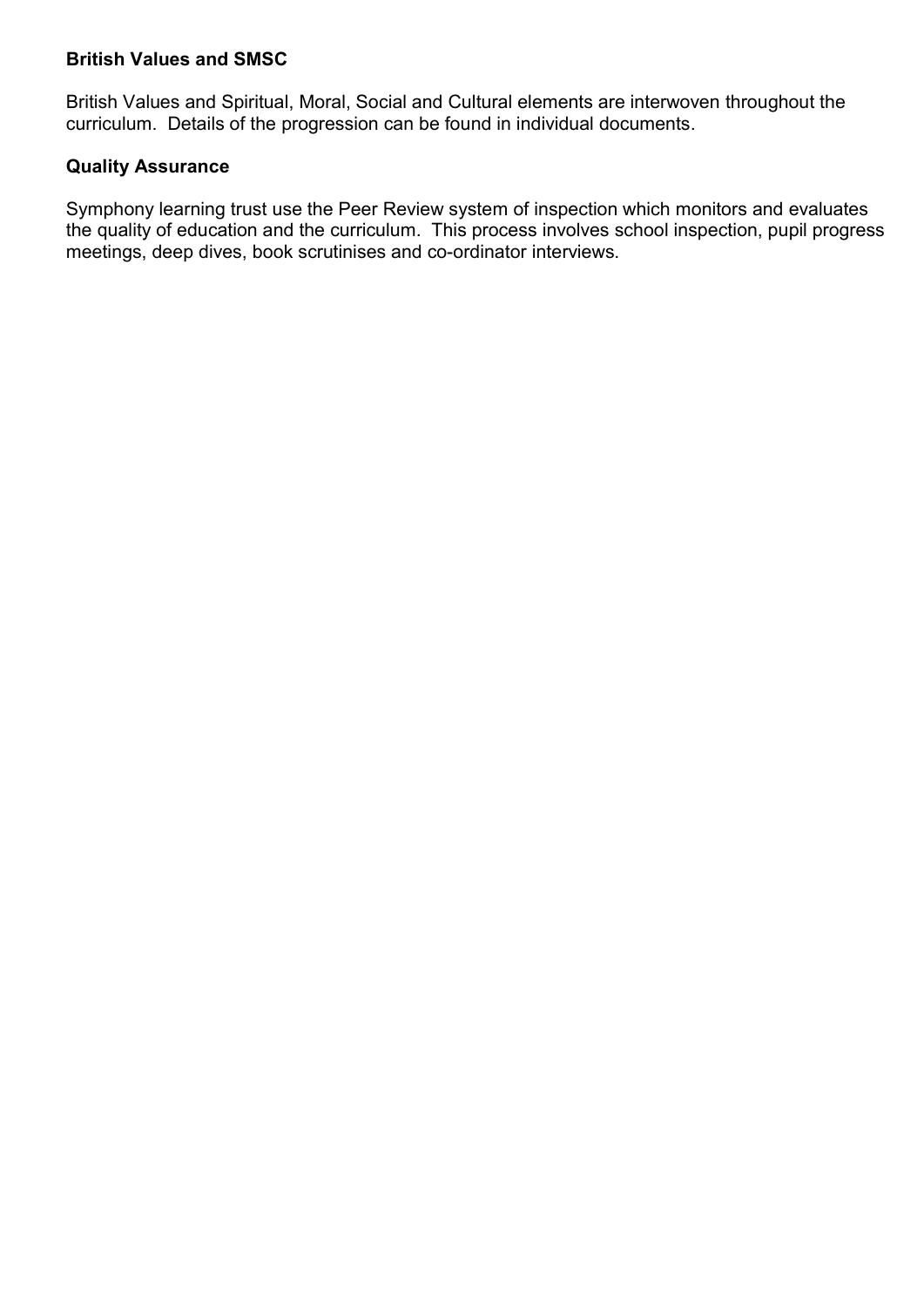**British Values and SMSC**

British Values and Spiritual, Moral, Social and Cultural elements are interwoven throughout the curriculum. Details of the progression can be found in individual documents.

**Quality Assurance**

Symphony learning trust use the Peer Review system of inspection which monitors and evaluates the quality of education and the curriculum. This process involves school inspection, pupil progress meetings, deep dives, book scrutinises and co-ordinator interviews.